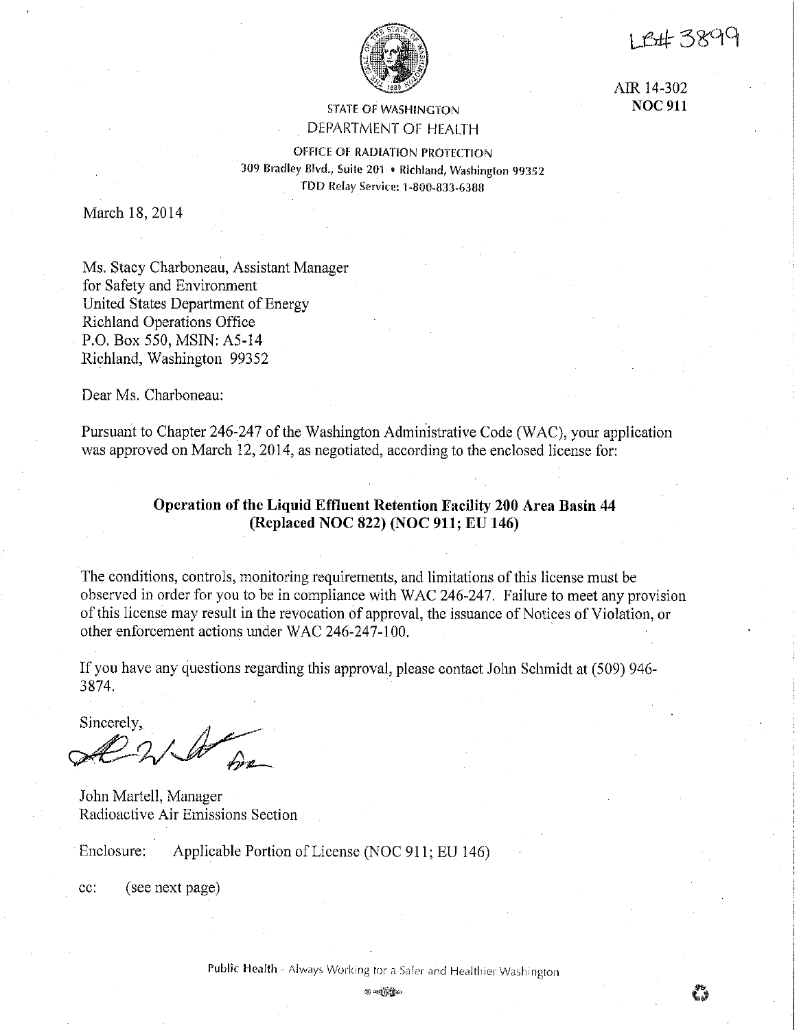LB# 3899

AIR 14-302
**NOC 911**

STATE OF WASHINGTON
DEPARTMENT OF HEALTH
OFFICE OF RADIATION PROTECTION
309 Bradley Blvd., Suite 201 • Richland, Washington 99352
TDD Relay Service: 1-800-833-6388

March 18, 2014

Ms. Stacy Charboneau, Assistant Manager
for Safety and Environment
United States Department of Energy
Richland Operations Office
P.O. Box 550, MSIN: A5-14
Richland, Washington 99352

Dear Ms. Charboneau:

Pursuant to Chapter 246-247 of the Washington Administrative Code (WAC), your application was approved on March 12, 2014, as negotiated, according to the enclosed license for:

**Operation of the Liquid Effluent Retention Facility 200 Area Basin 44 (Replaced NOC 822) (NOC 911; EU 146)**

The conditions, controls, monitoring requirements, and limitations of this license must be observed in order for you to be in compliance with WAC 246-247. Failure to meet any provision of this license may result in the revocation of approval, the issuance of Notices of Violation, or other enforcement actions under WAC 246-247-100.

If you have any questions regarding this approval, please contact John Schmidt at (509) 946-3874.

Sincerely,

John Martell, Manager
Radioactive Air Emissions Section

Enclosure: Applicable Portion of License (NOC 911; EU 146)

cc: (see next page)

Public Health - Always Working for a Safer and Healthier Washington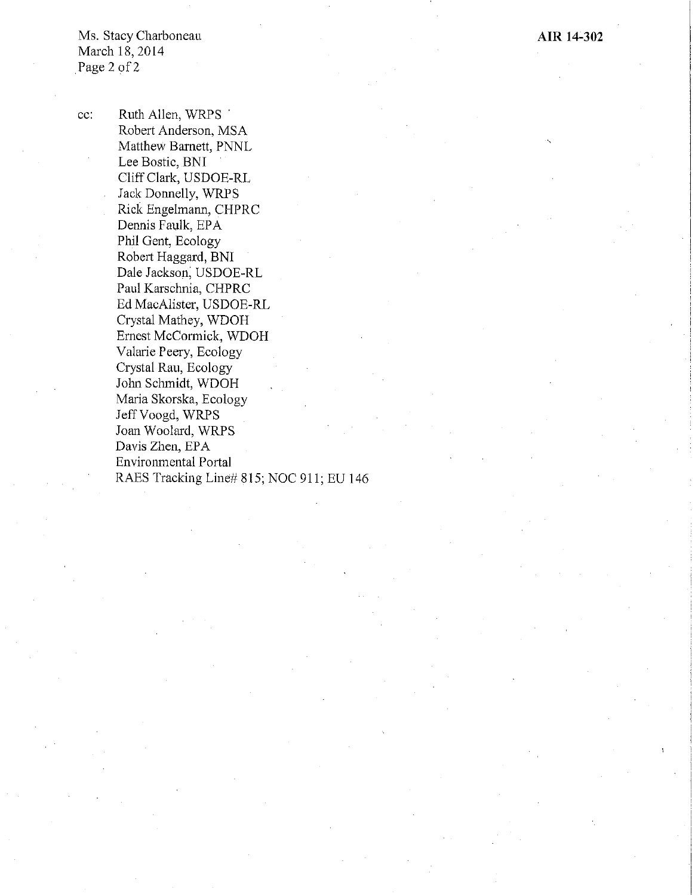cc: Ruth Allen, WRPS
Robert Anderson, MSA
Matthew Barnett, PNNL
Lee Bostic, BNI
Cliff Clark, USDOE-RL
Jack Donnelly, WRPS
Rick Engelmann, CHPRC
Dennis Faulk, EPA
Phil Gent, Ecology
Robert Haggard, BNI
Dale Jackson, USDOE-RL
Paul Karschnia, CHPRC
Ed MacAlister, USDOE-RL
Crystal Mathey, WDOH
Ernest McCormick, WDOH
Valarie Peery, Ecology
Crystal Rau, Ecology
John Schmidt, WDOH
Maria Skorska, Ecology
Jeff Voogd, WRPS
Joan Woolard, WRPS
Davis Zhen, EPA
Environmental Portal
RAES Tracking Line# 815; NOC 911; EU 146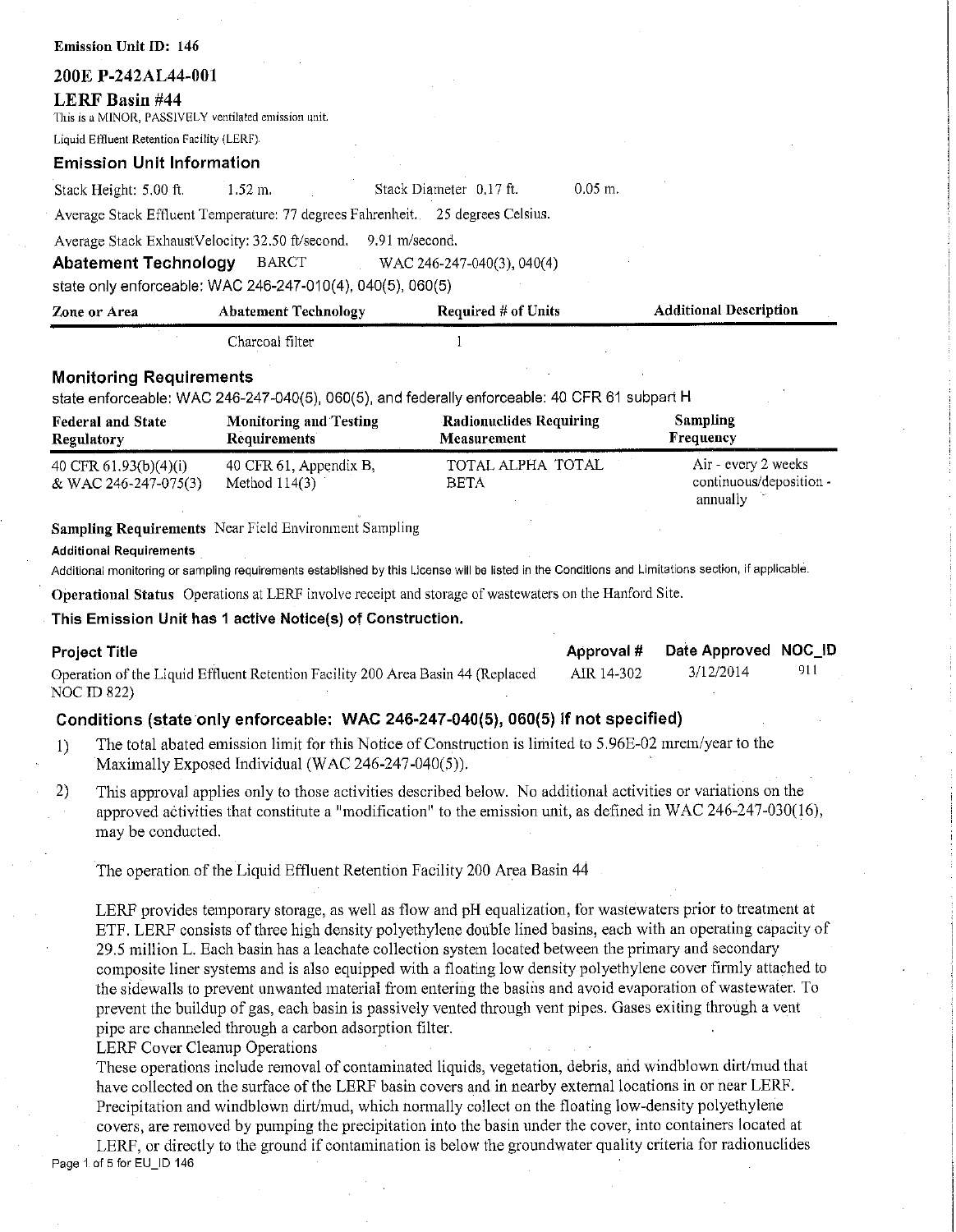**Emission Unit ID: 146**

## 200E P-242AL44-001

## LERF Basin #44

This is a MINOR, PASSIVELY ventilated emission unit.

Liquid Effluent Retention Facility (LERF).

### Emission Unit Information

Stack Height: 5.00 ft. 1.52 m. Stack Diameter 0.17 ft. 0.05 m.

Average Stack Effluent Temperature: 77 degrees Fahrenheit. 25 degrees Celsius.

Average Stack ExhaustVelocity: 32.50 ft/second. 9.91 m/second.

### Abatement Technology BARCT WAC 246-247-040(3), 040(4)

state only enforceable: WAC 246-247-010(4), 040(5), 060(5)

| Zone or Area | Abatement Technology | Required # of Units | Additional Description |
|---|---|---|---|
| | Charcoal filter | 1 | |

### Monitoring Requirements

state enforceable: WAC 246-247-040(5), 060(5), and federally enforceable: 40 CFR 61 subpart H

| Federal and State Regulatory | Monitoring and Testing Requirements | Radionuclides Requiring Measurement | Sampling Frequency |
|---|---|---|---|
| 40 CFR 61.93(b)(4)(i) & WAC 246-247-075(3) | 40 CFR 61, Appendix B, Method 114(3) | TOTAL ALPHA TOTAL BETA | Air - every 2 weeks continuous/deposition - annually |

**Sampling Requirements** Near Field Environment Sampling

**Additional Requirements**

Additional monitoring or sampling requirements established by this License will be listed in the Conditions and Limitations section, if applicable.

**Operational Status** Operations at LERF involve receipt and storage of wastewaters on the Hanford Site.

**This Emission Unit has 1 active Notice(s) of Construction.**

| Project Title | Approval # | Date Approved | NOC_ID |
|---|---|---|---|
| Operation of the Liquid Effluent Retention Facility 200 Area Basin 44 (Replaced NOC ID 822) | AIR 14-302 | 3/12/2014 | 911 |

### Conditions (state only enforceable: WAC 246-247-040(5), 060(5) if not specified)

1) The total abated emission limit for this Notice of Construction is limited to 5.96E-02 mrem/year to the Maximally Exposed Individual (WAC 246-247-040(5)).

2) This approval applies only to those activities described below. No additional activities or variations on the approved activities that constitute a "modification" to the emission unit, as defined in WAC 246-247-030(16), may be conducted.

The operation of the Liquid Effluent Retention Facility 200 Area Basin 44

LERF provides temporary storage, as well as flow and pH equalization, for wastewaters prior to treatment at ETF. LERF consists of three high density polyethylene double lined basins, each with an operating capacity of 29.5 million L. Each basin has a leachate collection system located between the primary and secondary composite liner systems and is also equipped with a floating low density polyethylene cover firmly attached to the sidewalls to prevent unwanted material from entering the basins and avoid evaporation of wastewater. To prevent the buildup of gas, each basin is passively vented through vent pipes. Gases exiting through a vent pipe are channeled through a carbon adsorption filter.

LERF Cover Cleanup Operations

These operations include removal of contaminated liquids, vegetation, debris, and windblown dirt/mud that have collected on the surface of the LERF basin covers and in nearby external locations in or near LERF. Precipitation and windblown dirt/mud, which normally collect on the floating low-density polyethylene covers, are removed by pumping the precipitation into the basin under the cover, into containers located at LERF, or directly to the ground if contamination is below the groundwater quality criteria for radionuclides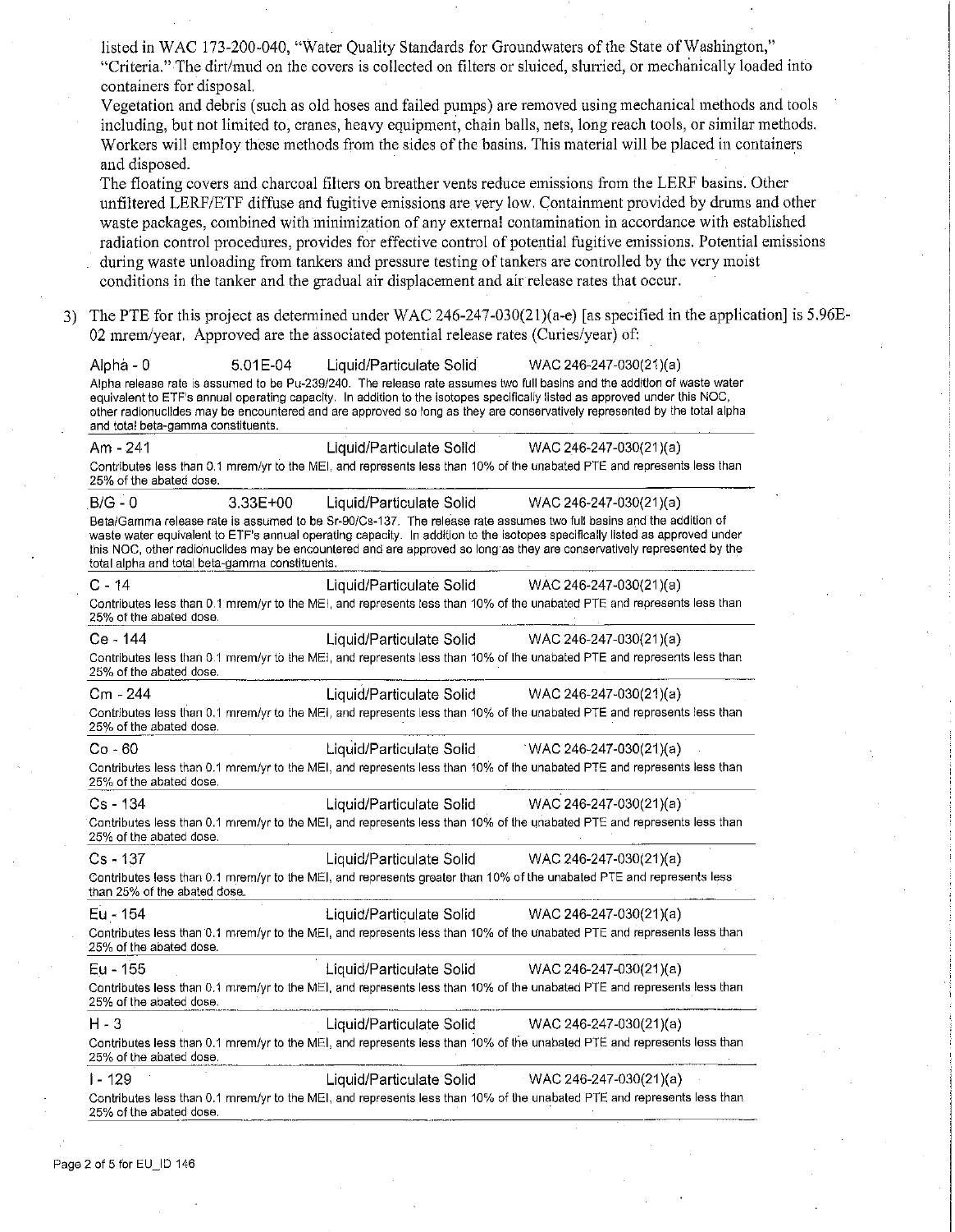listed in WAC 173-200-040, "Water Quality Standards for Groundwaters of the State of Washington," "Criteria." The dirt/mud on the covers is collected on filters or sluiced, slurried, or mechanically loaded into containers for disposal.

Vegetation and debris (such as old hoses and failed pumps) are removed using mechanical methods and tools including, but not limited to, cranes, heavy equipment, chain balls, nets, long reach tools, or similar methods. Workers will employ these methods from the sides of the basins. This material will be placed in containers and disposed.

The floating covers and charcoal filters on breather vents reduce emissions from the LERF basins. Other unfiltered LERF/ETF diffuse and fugitive emissions are very low. Containment provided by drums and other waste packages, combined with minimization of any external contamination in accordance with established radiation control procedures, provides for effective control of potential fugitive emissions. Potential emissions during waste unloading from tankers and pressure testing of tankers are controlled by the very moist conditions in the tanker and the gradual air displacement and air release rates that occur.

3) The PTE for this project as determined under WAC 246-247-030(21)(a-e) [as specified in the application] is 5.96E-02 mrem/year. Approved are the associated potential release rates (Curies/year) of:

| | | | |
|---|---|---|---|
| Alpha - 0 | 5.01E-04 | Liquid/Particulate Solid | WAC 246-247-030(21)(a) |

Alpha release rate is assumed to be Pu-239/240. The release rate assumes two full basins and the addition of waste water equivalent to ETF's annual operating capacity. In addition to the isotopes specifically listed as approved under this NOC, other radionuclides may be encountered and are approved so long as they are conservatively represented by the total alpha and total beta-gamma constituents.

| | | | |
|---|---|---|---|
| Am - 241 | | Liquid/Particulate Solid | WAC 246-247-030(21)(a) |

Contributes less than 0.1 mrem/yr to the MEI, and represents less than 10% of the unabated PTE and represents less than 25% of the abated dose.

| | | | |
|---|---|---|---|
| B/G - 0 | 3.33E+00 | Liquid/Particulate Solid | WAC 246-247-030(21)(a) |

Beta/Gamma release rate is assumed to be Sr-90/Cs-137. The release rate assumes two full basins and the addition of waste water equivalent to ETF's annual operating capacity. In addition to the isotopes specifically listed as approved under this NOC, other radionuclides may be encountered and are approved so long as they are conservatively represented by the total alpha and total beta-gamma constituents.

| | | | |
|---|---|---|---|
| C - 14 | | Liquid/Particulate Solid | WAC 246-247-030(21)(a) |

Contributes less than 0.1 mrem/yr to the MEI, and represents less than 10% of the unabated PTE and represents less than 25% of the abated dose.

| | | | |
|---|---|---|---|
| Ce - 144 | | Liquid/Particulate Solid | WAC 246-247-030(21)(a) |

Contributes less than 0.1 mrem/yr to the MEI, and represents less than 10% of the unabated PTE and represents less than 25% of the abated dose.

| | | | |
|---|---|---|---|
| Cm - 244 | | Liquid/Particulate Solid | WAC 246-247-030(21)(a) |

Contributes less than 0.1 mrem/yr to the MEI, and represents less than 10% of the unabated PTE and represents less than 25% of the abated dose.

| | | | |
|---|---|---|---|
| Co - 60 | | Liquid/Particulate Solid | WAC 246-247-030(21)(a) |

Contributes less than 0.1 mrem/yr to the MEI, and represents less than 10% of the unabated PTE and represents less than 25% of the abated dose.

| | | | |
|---|---|---|---|
| Cs - 134 | | Liquid/Particulate Solid | WAC 246-247-030(21)(a) |

Contributes less than 0.1 mrem/yr to the MEI, and represents less than 10% of the unabated PTE and represents less than 25% of the abated dose.

| | | | |
|---|---|---|---|
| Cs - 137 | | Liquid/Particulate Solid | WAC 246-247-030(21)(a) |

Contributes less than 0.1 mrem/yr to the MEI, and represents greater than 10% of the unabated PTE and represents less than 25% of the abated dose.

| | | | |
|---|---|---|---|
| Eu - 154 | | Liquid/Particulate Solid | WAC 246-247-030(21)(a) |

Contributes less than 0.1 mrem/yr to the MEI, and represents less than 10% of the unabated PTE and represents less than 25% of the abated dose.

| | | | |
|---|---|---|---|
| Eu - 155 | | Liquid/Particulate Solid | WAC 246-247-030(21)(a) |

Contributes less than 0.1 mrem/yr to the MEI, and represents less than 10% of the unabated PTE and represents less than 25% of the abated dose.

| | | | |
|---|---|---|---|
| H - 3 | | Liquid/Particulate Solid | WAC 246-247-030(21)(a) |

Contributes less than 0.1 mrem/yr to the MEI, and represents less than 10% of the unabated PTE and represents less than 25% of the abated dose.

| | | | |
|---|---|---|---|
| I - 129 | | Liquid/Particulate Solid | WAC 246-247-030(21)(a) |

Contributes less than 0.1 mrem/yr to the MEI, and represents less than 10% of the unabated PTE and represents less than 25% of the abated dose.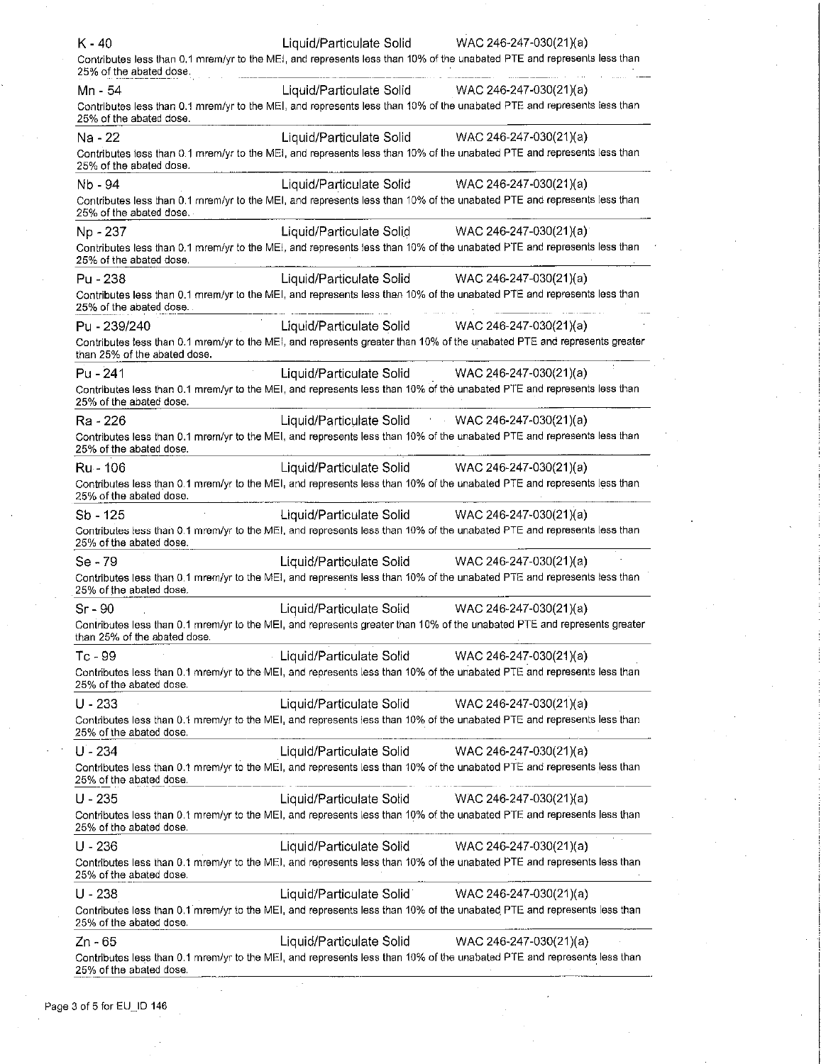K - 40 Liquid/Particulate Solid WAC 246-247-030(21)(a)

Contributes less than 0.1 mrem/yr to the MEI, and represents less than 10% of the unabated PTE and represents less than 25% of the abated dose.

---

Mn - 54 Liquid/Particulate Solid WAC 246-247-030(21)(a)

Contributes less than 0.1 mrem/yr to the MEI, and represents less than 10% of the unabated PTE and represents less than 25% of the abated dose.

---

Na - 22 Liquid/Particulate Solid WAC 246-247-030(21)(a)

Contributes less than 0.1 mrem/yr to the MEI, and represents less than 10% of the unabated PTE and represents less than 25% of the abated dose.

---

Nb - 94 Liquid/Particulate Solid WAC 246-247-030(21)(a)

Contributes less than 0.1 mrem/yr to the MEI, and represents less than 10% of the unabated PTE and represents less than 25% of the abated dose.

---

Np - 237 Liquid/Particulate Solid WAC 246-247-030(21)(a)

Contributes less than 0.1 mrem/yr to the MEI, and represents less than 10% of the unabated PTE and represents less than 25% of the abated dose.

---

Pu - 238 Liquid/Particulate Solid WAC 246-247-030(21)(a)

Contributes less than 0.1 mrem/yr to the MEI, and represents less than 10% of the unabated PTE and represents less than 25% of the abated dose.

---

Pu - 239/240 Liquid/Particulate Solid WAC 246-247-030(21)(a)

Contributes less than 0.1 mrem/yr to the MEI, and represents greater than 10% of the unabated PTE and represents greater than 25% of the abated dose.

---

Pu - 241 Liquid/Particulate Solid WAC 246-247-030(21)(a)

Contributes less than 0.1 mrem/yr to the MEI, and represents less than 10% of the unabated PTE and represents less than 25% of the abated dose.

---

Ra - 226 Liquid/Particulate Solid WAC 246-247-030(21)(a)

Contributes less than 0.1 mrem/yr to the MEI, and represents less than 10% of the unabated PTE and represents less than 25% of the abated dose.

---

Ru - 106 Liquid/Particulate Solid WAC 246-247-030(21)(a)

Contributes less than 0.1 mrem/yr to the MEI, and represents less than 10% of the unabated PTE and represents less than 25% of the abated dose.

---

Sb - 125 Liquid/Particulate Solid WAC 246-247-030(21)(a)

Contributes less than 0.1 mrem/yr to the MEI, and represents less than 10% of the unabated PTE and represents less than 25% of the abated dose.

---

Se - 79 Liquid/Particulate Solid WAC 246-247-030(21)(a)

Contributes less than 0.1 mrem/yr to the MEI, and represents less than 10% of the unabated PTE and represents less than 25% of the abated dose.

---

Sr - 90 Liquid/Particulate Solid WAC 246-247-030(21)(a)

Contributes less than 0.1 mrem/yr to the MEI, and represents greater than 10% of the unabated PTE and represents greater than 25% of the abated dose.

---

Tc - 99 Liquid/Particulate Solid WAC 246-247-030(21)(a)

Contributes less than 0.1 mrem/yr to the MEI, and represents less than 10% of the unabated PTE and represents less than 25% of the abated dose.

---

U - 233 Liquid/Particulate Solid WAC 246-247-030(21)(a)

Contributes less than 0.1 mrem/yr to the MEI, and represents less than 10% of the unabated PTE and represents less than 25% of the abated dose.

---

U - 234 Liquid/Particulate Solid WAC 246-247-030(21)(a)

Contributes less than 0.1 mrem/yr to the MEI, and represents less than 10% of the unabated PTE and represents less than 25% of the abated dose.

---

U - 235 Liquid/Particulate Solid WAC 246-247-030(21)(a)

Contributes less than 0.1 mrem/yr to the MEI, and represents less than 10% of the unabated PTE and represents less than 25% of the abated dose.

---

U - 236 Liquid/Particulate Solid WAC 246-247-030(21)(a)

Contributes less than 0.1 mrem/yr to the MEI, and represents less than 10% of the unabated PTE and represents less than 25% of the abated dose.

---

U - 238 Liquid/Particulate Solid WAC 246-247-030(21)(a)

Contributes less than 0.1 mrem/yr to the MEI, and represents less than 10% of the unabated PTE and represents less than 25% of the abated dose.

---

Zn - 65 Liquid/Particulate Solid WAC 246-247-030(21)(a)

Contributes less than 0.1 mrem/yr to the MEI, and represents less than 10% of the unabated PTE and represents less than 25% of the abated dose.

---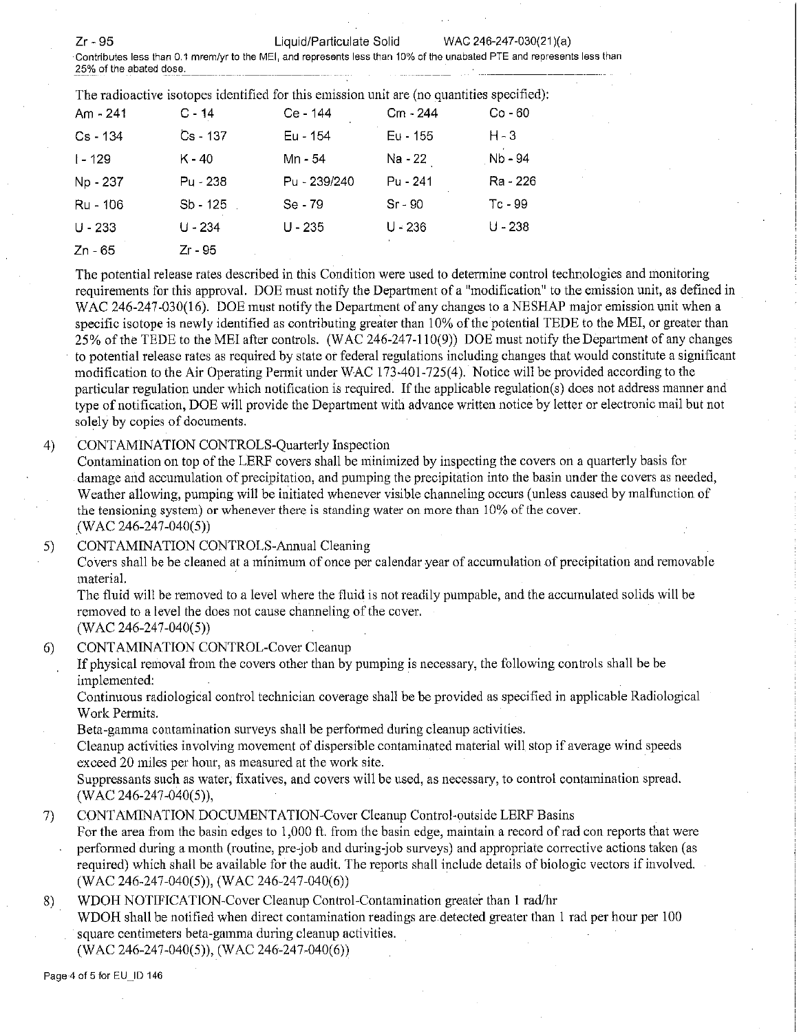| Zr - 95 | Liquid/Particulate Solid | WAC 246-247-030(21)(a) |
|---|---|---|

Contributes less than 0.1 mrem/yr to the MEI, and represents less than 10% of the unabated PTE and represents less than 25% of the abated dose.

The radioactive isotopes identified for this emission unit are (no quantities specified):

| | | | | |
|---|---|---|---|---|
| Am - 241 | C - 14 | Ce - 144 | Cm - 244 | Co - 60 |
| Cs - 134 | Cs - 137 | Eu - 154 | Eu - 155 | H - 3 |
| I - 129 | K - 40 | Mn - 54 | Na - 22 | Nb - 94 |
| Np - 237 | Pu - 238 | Pu - 239/240 | Pu - 241 | Ra - 226 |
| Ru - 106 | Sb - 125 | Se - 79 | Sr - 90 | Tc - 99 |
| U - 233 | U - 234 | U - 235 | U - 236 | U - 238 |
| Zn - 65 | Zr - 95 | | | |

The potential release rates described in this Condition were used to determine control technologies and monitoring requirements for this approval. DOE must notify the Department of a "modification" to the emission unit, as defined in WAC 246-247-030(16). DOE must notify the Department of any changes to a NESHAP major emission unit when a specific isotope is newly identified as contributing greater than 10% of the potential TEDE to the MEI, or greater than 25% of the TEDE to the MEI after controls. (WAC 246-247-110(9)) DOE must notify the Department of any changes to potential release rates as required by state or federal regulations including changes that would constitute a significant modification to the Air Operating Permit under WAC 173-401-725(4). Notice will be provided according to the particular regulation under which notification is required. If the applicable regulation(s) does not address manner and type of notification, DOE will provide the Department with advance written notice by letter or electronic mail but not solely by copies of documents.

4) CONTAMINATION CONTROLS-Quarterly Inspection
   Contamination on top of the LERF covers shall be minimized by inspecting the covers on a quarterly basis for damage and accumulation of precipitation, and pumping the precipitation into the basin under the covers as needed. Weather allowing, pumping will be initiated whenever visible channeling occurs (unless caused by malfunction of the tensioning system) or whenever there is standing water on more than 10% of the cover.
   (WAC 246-247-040(5))

5) CONTAMINATION CONTROLS-Annual Cleaning
   Covers shall be be cleaned at a minimum of once per calendar year of accumulation of precipitation and removable material.
   The fluid will be removed to a level where the fluid is not readily pumpable, and the accumulated solids will be removed to a level the does not cause channeling of the cover.
   (WAC 246-247-040(5))

6) CONTAMINATION CONTROL-Cover Cleanup
   If physical removal from the covers other than by pumping is necessary, the following controls shall be be implemented:
   Continuous radiological control technician coverage shall be be provided as specified in applicable Radiological Work Permits.
   Beta-gamma contamination surveys shall be performed during cleanup activities.
   Cleanup activities involving movement of dispersible contaminated material will stop if average wind speeds exceed 20 miles per hour, as measured at the work site.
   Suppressants such as water, fixatives, and covers will be used, as necessary, to control contamination spread.
   (WAC 246-247-040(5)),

7) CONTAMINATION DOCUMENTATION-Cover Cleanup Control-outside LERF Basins
   For the area from the basin edges to 1,000 ft. from the basin edge, maintain a record of rad con reports that were performed during a month (routine, pre-job and during-job surveys) and appropriate corrective actions taken (as required) which shall be available for the audit. The reports shall include details of biologic vectors if involved.
   (WAC 246-247-040(5)), (WAC 246-247-040(6))

8) WDOH NOTIFICATION-Cover Cleanup Control-Contamination greater than 1 rad/hr
   WDOH shall be notified when direct contamination readings are detected greater than 1 rad per hour per 100 square centimeters beta-gamma during cleanup activities.
   (WAC 246-247-040(5)), (WAC 246-247-040(6))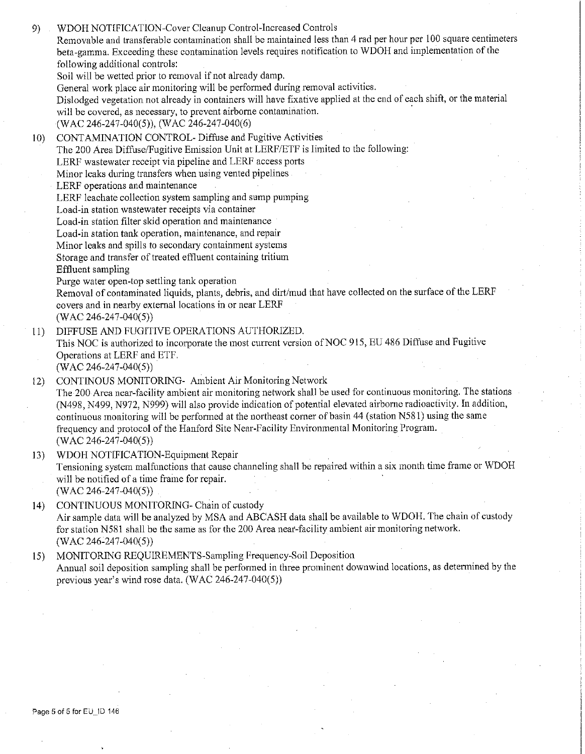9) WDOH NOTIFICATION-Cover Cleanup Control-Increased Controls
   Removable and transferable contamination shall be maintained less than 4 rad per hour per 100 square centimeters beta-gamma. Exceeding these contamination levels requires notification to WDOH and implementation of the following additional controls:
   Soil will be wetted prior to removal if not already damp.
   General work place air monitoring will be performed during removal activities.
   Dislodged vegetation not already in containers will have fixative applied at the end of each shift, or the material will be covered, as necessary, to prevent airborne contamination.
   (WAC 246-247-040(5)), (WAC 246-247-040(6)

10) CONTAMINATION CONTROL- Diffuse and Fugitive Activities
    The 200 Area Diffuse/Fugitive Emission Unit at LERF/ETF is limited to the following:
    LERF wastewater receipt via pipeline and LERF access ports
    Minor leaks during transfers when using vented pipelines
    LERF operations and maintenance
    LERF leachate collection system sampling and sump pumping
    Load-in station wastewater receipts via container
    Load-in station filter skid operation and maintenance
    Load-in station tank operation, maintenance, and repair
    Minor leaks and spills to secondary containment systems
    Storage and transfer of treated effluent containing tritium
    Effluent sampling
    Purge water open-top settling tank operation
    Removal of contaminated liquids, plants, debris, and dirt/mud that have collected on the surface of the LERF covers and in nearby external locations in or near LERF
    (WAC 246-247-040(5))

11) DIFFUSE AND FUGITIVE OPERATIONS AUTHORIZED.
    This NOC is authorized to incorporate the most current version of NOC 915, EU 486 Diffuse and Fugitive Operations at LERF and ETF.
    (WAC 246-247-040(5))

12) CONTINOUS MONITORING- Ambient Air Monitoring Network
    The 200 Area near-facility ambient air monitoring network shall be used for continuous monitoring. The stations (N498, N499, N972, N999) will also provide indication of potential elevated airborne radioactivity. In addition, continuous monitoring will be performed at the northeast corner of basin 44 (station N581) using the same frequency and protocol of the Hanford Site Near-Facility Environmental Monitoring Program.
    (WAC 246-247-040(5))

13) WDOH NOTIFICATION-Equipment Repair
    Tensioning system malfunctions that cause channeling shall be repaired within a six month time frame or WDOH will be notified of a time frame for repair.
    (WAC 246-247-040(5))

14) CONTINUOUS MONITORING- Chain of custody
    Air sample data will be analyzed by MSA and ABCASH data shall be available to WDOH. The chain of custody for station N581 shall be the same as for the 200 Area near-facility ambient air monitoring network.
    (WAC 246-247-040(5))

15) MONITORING REQUIREMENTS-Sampling Frequency-Soil Deposition
    Annual soil deposition sampling shall be performed in three prominent downwind locations, as determined by the previous year's wind rose data. (WAC 246-247-040(5))